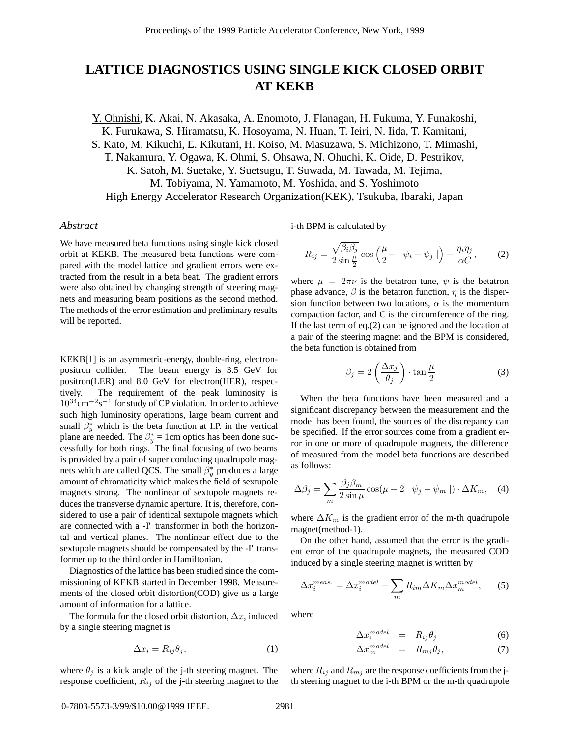# LATTICE DIAGNOSTICS USING SINGLE KICK CLOSED ORBIT AT KEKB

Y. Ohnishi, K. Akai, N. Akasaka, A. Enomoto, J. Flanagan, H. Fukuma, Y. Funakoshi, K. Furukawa, S. Hiramatsu, K. Hosoyama, N. Huan, T. Ieiri, N. Iida, T. Kamitani, S. Kato, M. Kikuchi, E. Kikutani, H. Koiso, M. Masuzawa, S. Michizono, T. Mimashi, T. Nakamura, Y. Ogawa, K. Ohmi, S. Ohsawa, N. Ohuchi, K. Oide, D. Pestrikov, K. Satoh, M. Suetake, Y. Suetsugu, T. Suwada, M. Tawada, M. Tejima, M. Tobiyama, N. Yamamoto, M. Yoshida, and S. Yoshimoto
High Energy Accelerator Research Organization(KEK), Tsukuba, Ibaraki, Japan

## *Abstract*

We have measured beta functions using single kick closed orbit at KEKB. The measured beta functions were compared with the model lattice and gradient errors were extracted from the result in a beta beat. The gradient errors were also obtained by changing strength of steering magnets and measuring beam positions as the second method. The methods of the error estimation and preliminary results will be reported.

KEKB[1] is an asymmetric-energy, double-ring, electron-positron collider. The beam energy is 3.5 GeV for positron(LER) and 8.0 GeV for electron(HER), respectively. The requirement of the peak luminosity is $10^{34}\text{cm}^{-2}\text{s}^{-1}$ for study of CP violation. In order to achieve such high luminosity operations, large beam current and small $\beta_y^*$ which is the beta function at I.P. in the vertical plane are needed. The $\beta_y^*$ = 1cm optics has been done successfully for both rings. The final focusing of two beams is provided by a pair of super conducting quadrupole magnets which are called QCS. The small $\beta_y^*$ produces a large amount of chromaticity which makes the field of sextupole magnets strong. The nonlinear of sextupole magnets reduces the transverse dynamic aperture. It is, therefore, considered to use a pair of identical sextupole magnets which are connected with a -I' transformer in both the horizontal and vertical planes. The nonlinear effect due to the sextupole magnets should be compensated by the -I' transformer up to the third order in Hamiltonian.

Diagnostics of the lattice has been studied since the commissioning of KEKB started in December 1998. Measurements of the closed orbit distortion(COD) give us a large amount of information for a lattice.

The formula for the closed orbit distortion, $\Delta x$, induced by a single steering magnet is

$$\Delta x_i = R_{ij}\theta_j, \tag{1}$$

where $\theta_j$ is a kick angle of the j-th steering magnet. The response coefficient, $R_{ij}$ of the j-th steering magnet to the i-th BPM is calculated by

$$R_{ij} = \frac{\sqrt{\beta_i\beta_j}}{2\sin\frac{\mu}{2}}\cos\left(\frac{\mu}{2} - \mid \psi_i - \psi_j \mid\right) - \frac{\eta_i\eta_j}{\alpha C}, \tag{2}$$

where $\mu = 2\pi\nu$ is the betatron tune, $\psi$ is the betatron phase advance, $\beta$ is the betatron function, $\eta$ is the dispersion function between two locations, $\alpha$ is the momentum compaction factor, and C is the circumference of the ring. If the last term of eq.(2) can be ignored and the location at a pair of the steering magnet and the BPM is considered, the beta function is obtained from

$$\beta_j = 2\left(\frac{\Delta x_j}{\theta_j}\right)\cdot\tan\frac{\mu}{2} \tag{3}$$

When the beta functions have been measured and a significant discrepancy between the measurement and the model has been found, the sources of the discrepancy can be specified. If the error sources come from a gradient error in one or more of quadrupole magnets, the difference of measured from the model beta functions are described as follows:

$$\Delta\beta_j = \sum_m \frac{\beta_j\beta_m}{2\sin\mu}\cos(\mu - 2\mid \psi_j - \psi_m \mid)\cdot\Delta K_m, \tag{4}$$

where $\Delta K_m$ is the gradient error of the m-th quadrupole magnet(method-1).

On the other hand, assumed that the error is the gradient error of the quadrupole magnets, the measured COD induced by a single steering magnet is written by

$$\Delta x_i^{meas.} = \Delta x_i^{model} + \sum_m R_{im}\Delta K_m \Delta x_m^{model}, \tag{5}$$

where

$$\Delta x_i^{model} = R_{ij}\theta_j \tag{6}$$
$$\Delta x_m^{model} = R_{mj}\theta_j, \tag{7}$$

where $R_{ij}$ and $R_{mj}$ are the response coefficients from the j-th steering magnet to the i-th BPM or the m-th quadrupole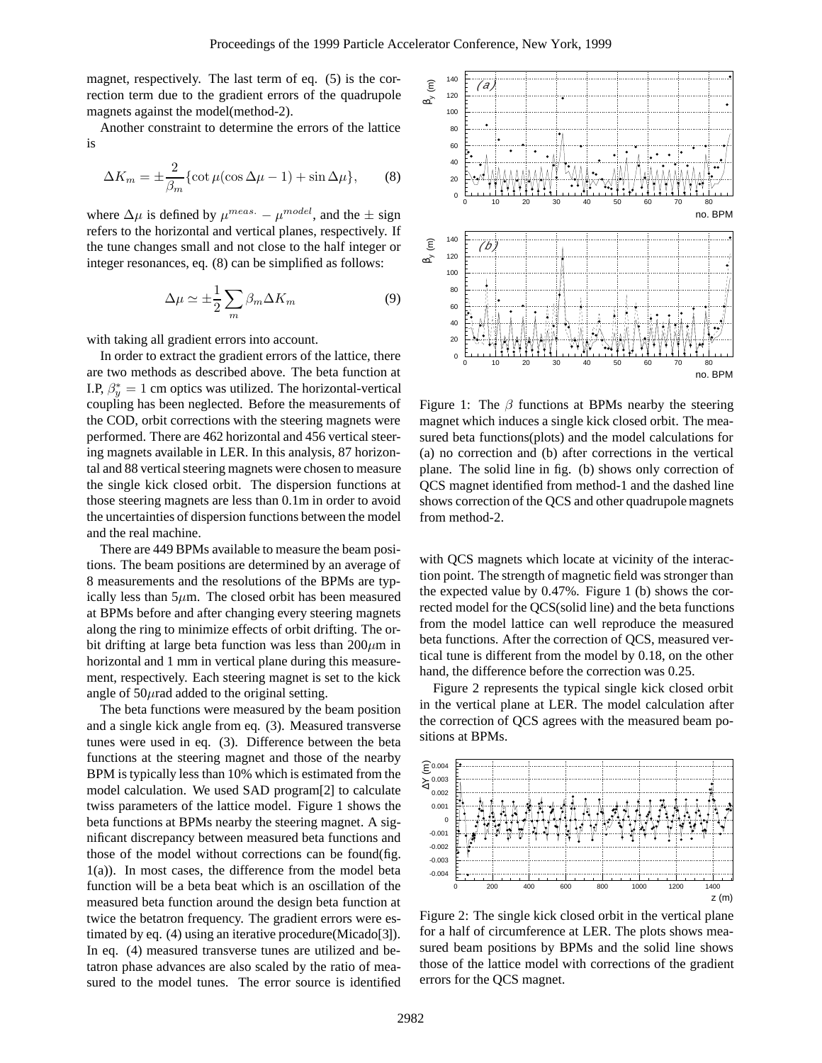magnet, respectively. The last term of eq. (5) is the correction term due to the gradient errors of the quadrupole magnets against the model(method-2).

Another constraint to determine the errors of the lattice is

$$\Delta K_m = \pm \frac{2}{\beta_m}\{\cot\mu(\cos\Delta\mu - 1) + \sin\Delta\mu\}, \qquad (8)$$

where $\Delta\mu$ is defined by $\mu^{meas.} - \mu^{model}$, and the $\pm$ sign refers to the horizontal and vertical planes, respectively. If the tune changes small and not close to the half integer or integer resonances, eq. (8) can be simplified as follows:

$$\Delta\mu \simeq \pm\frac{1}{2}\sum_m \beta_m \Delta K_m \qquad (9)$$

with taking all gradient errors into account.

In order to extract the gradient errors of the lattice, there are two methods as described above. The beta function at I.P, $\beta_y^* = 1$ cm optics was utilized. The horizontal-vertical coupling has been neglected. Before the measurements of the COD, orbit corrections with the steering magnets were performed. There are 462 horizontal and 456 vertical steering magnets available in LER. In this analysis, 87 horizontal and 88 vertical steering magnets were chosen to measure the single kick closed orbit. The dispersion functions at those steering magnets are less than 0.1m in order to avoid the uncertainties of dispersion functions between the model and the real machine.

There are 449 BPMs available to measure the beam positions. The beam positions are determined by an average of 8 measurements and the resolutions of the BPMs are typically less than 5$\mu$m. The closed orbit has been measured at BPMs before and after changing every steering magnets along the ring to minimize effects of orbit drifting. The orbit drifting at large beta function was less than 200$\mu$m in horizontal and 1 mm in vertical plane during this measurement, respectively. Each steering magnet is set to the kick angle of 50$\mu$rad added to the original setting.

The beta functions were measured by the beam position and a single kick angle from eq. (3). Measured transverse tunes were used in eq. (3). Difference between the beta functions at the steering magnet and those of the nearby BPM is typically less than 10% which is estimated from the model calculation. We used SAD program[2] to calculate twiss parameters of the lattice model. Figure 1 shows the beta functions at BPMs nearby the steering magnet. A significant discrepancy between measured beta functions and those of the model without corrections can be found(fig. 1(a)). In most cases, the difference from the model beta function will be a beta beat which is an oscillation of the measured beta function around the design beta function at twice the betatron frequency. The gradient errors were estimated by eq. (4) using an iterative procedure(Micado[3]). In eq. (4) measured transverse tunes are utilized and betatron phase advances are also scaled by the ratio of measured to the model tunes. The error source is identified with QCS magnets which locate at vicinity of the interaction point. The strength of magnetic field was stronger than the expected value by 0.47%. Figure 1 (b) shows the corrected model for the QCS(solid line) and the beta functions from the model lattice can well reproduce the measured beta functions. After the correction of QCS, measured vertical tune is different from the model by 0.18, on the other hand, the difference before the correction was 0.25.

Figure 2 represents the typical single kick closed orbit in the vertical plane at LER. The model calculation after the correction of QCS agrees with the measured beam positions at BPMs.

Figure 1: The $\beta$ functions at BPMs nearby the steering magnet which induces a single kick closed orbit. The measured beta functions(plots) and the model calculations for (a) no correction and (b) after corrections in the vertical plane. The solid line in fig. (b) shows only correction of QCS magnet identified from method-1 and the dashed line shows correction of the QCS and other quadrupole magnets from method-2.

Figure 2: The single kick closed orbit in the vertical plane for a half of circumference at LER. The plots shows measured beam positions by BPMs and the solid line shows those of the lattice model with corrections of the gradient errors for the QCS magnet.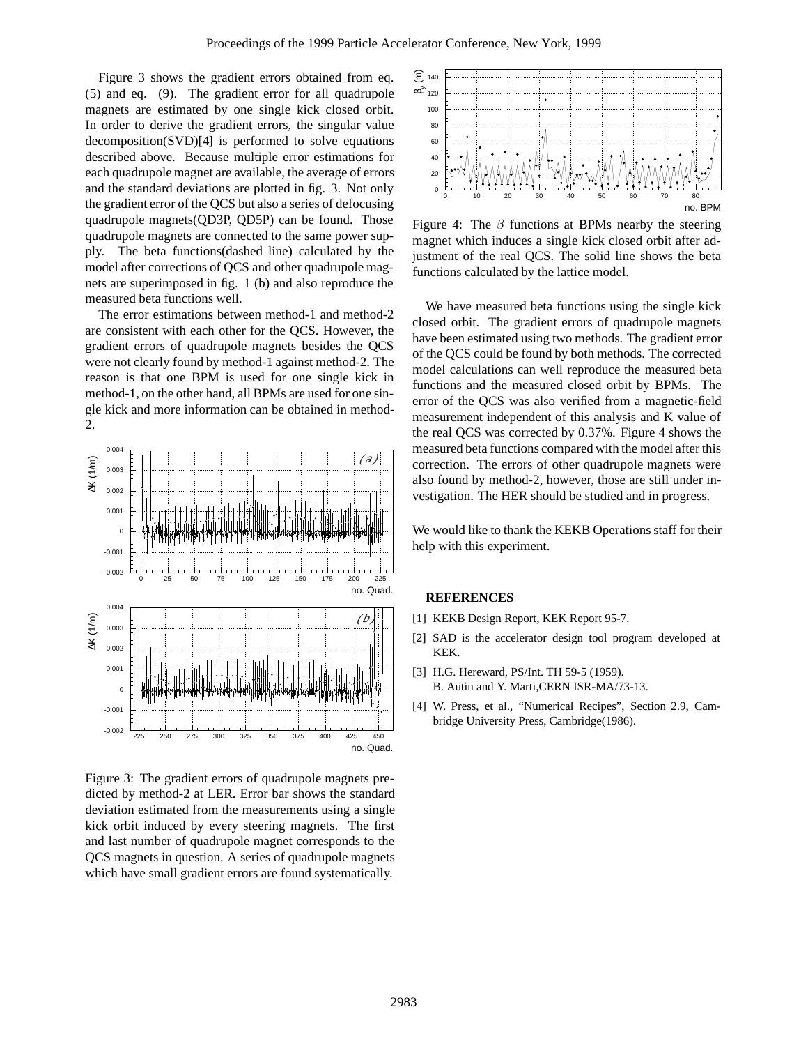Figure 3 shows the gradient errors obtained from eq. (5) and eq. (9). The gradient error for all quadrupole magnets are estimated by one single kick closed orbit. In order to derive the gradient errors, the singular value decomposition(SVD)[4] is performed to solve equations described above. Because multiple error estimations for each quadrupole magnet are available, the average of errors and the standard deviations are plotted in fig. 3. Not only the gradient error of the QCS but also a series of defocusing quadrupole magnets(QD3P, QD5P) can be found. Those quadrupole magnets are connected to the same power supply. The beta functions(dashed line) calculated by the model after corrections of QCS and other quadrupole magnets are superimposed in fig. 1 (b) and also reproduce the measured beta functions well.

The error estimations between method-1 and method-2 are consistent with each other for the QCS. However, the gradient errors of quadrupole magnets besides the QCS were not clearly found by method-1 against method-2. The reason is that one BPM is used for one single kick in method-1, on the other hand, all BPMs are used for one single kick and more information can be obtained in method-2.

(a)
ΔK (1/m)
0.004
0.003
0.002
0.001
0
-0.001
-0.002
0 25 50 75 100 125 150 175 200 225
no. Quad.

(b)
ΔK (1/m)
0.004
0.003
0.002
0.001
0
-0.001
-0.002
225 250 275 300 325 350 375 400 425 450
no. Quad.

Figure 3: The gradient errors of quadrupole magnets predicted by method-2 at LER. Error bar shows the standard deviation estimated from the measurements using a single kick orbit induced by every steering magnets. The first and last number of quadrupole magnet corresponds to the QCS magnets in question. A series of quadrupole magnets which have small gradient errors are found systematically.

$\beta_y$ (m)
140
120
100
80
60
40
20
0
0 10 20 30 40 50 60 70 80
no. BPM

Figure 4: The $\beta$ functions at BPMs nearby the steering magnet which induces a single kick closed orbit after adjustment of the real QCS. The solid line shows the beta functions calculated by the lattice model.

We have measured beta functions using the single kick closed orbit. The gradient errors of quadrupole magnets have been estimated using two methods. The gradient error of the QCS could be found by both methods. The corrected model calculations can well reproduce the measured beta functions and the measured closed orbit by BPMs. The error of the QCS was also verified from a magnetic-field measurement independent of this analysis and K value of the real QCS was corrected by 0.37%. Figure 4 shows the measured beta functions compared with the model after this correction. The errors of other quadrupole magnets were also found by method-2, however, those are still under investigation. The HER should be studied and in progress.

We would like to thank the KEKB Operations staff for their help with this experiment.

## REFERENCES

[1] KEKB Design Report, KEK Report 95-7.

[2] SAD is the accelerator design tool program developed at KEK.

[3] H.G. Hereward, PS/Int. TH 59-5 (1959).
B. Autin and Y. Marti,CERN ISR-MA/73-13.

[4] W. Press, et al., "Numerical Recipes", Section 2.9, Cambridge University Press, Cambridge(1986).